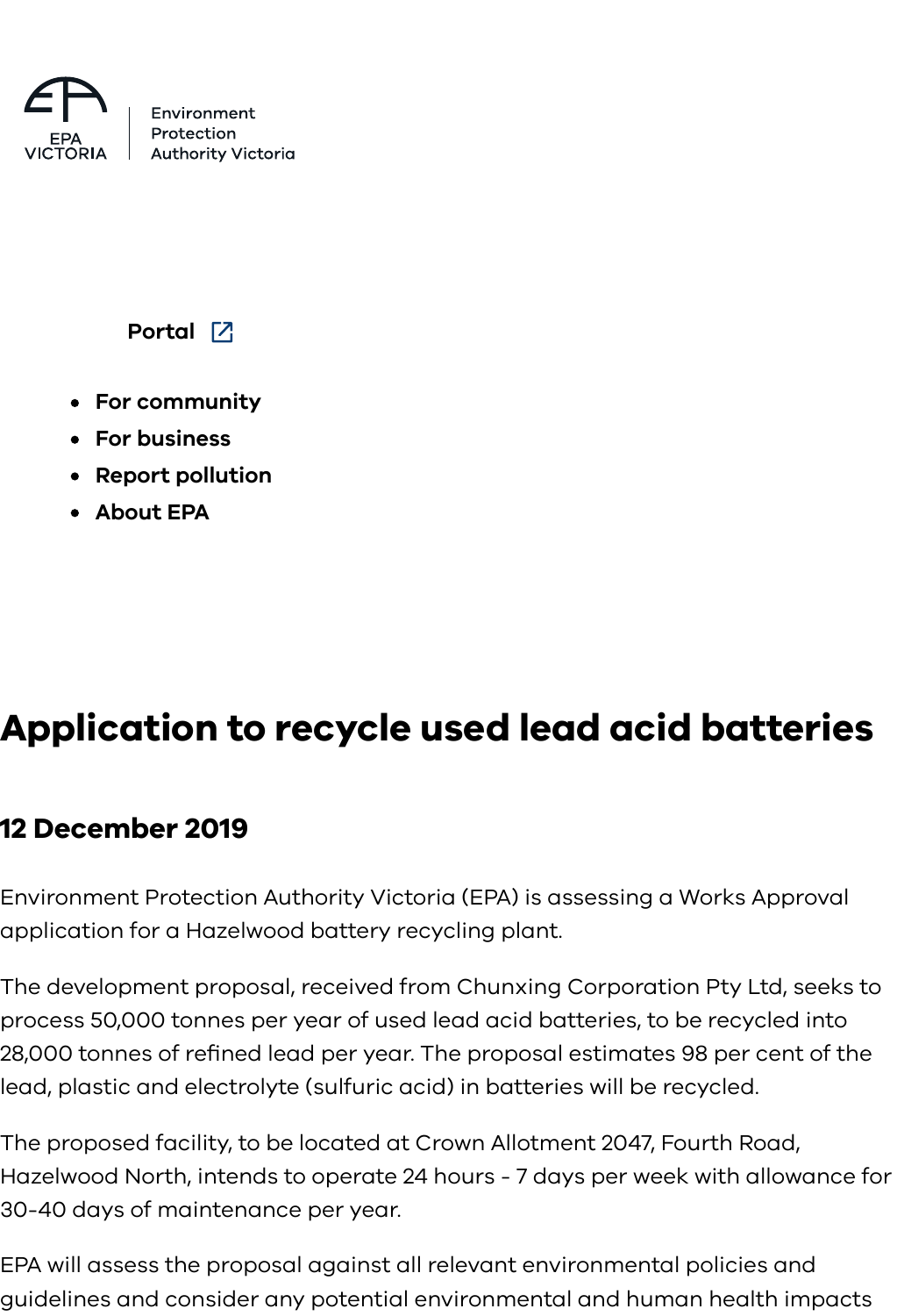EPA VICTORIA | Environment Protection Authority Victoria

Portal

- For community
- For business
- Report pollution
- About EPA

# Application to recycle used lead acid batteries

## 12 December 2019

Environment Protection Authority Victoria (EPA) is assessing a Works Approval application for a Hazelwood battery recycling plant.

The development proposal, received from Chunxing Corporation Pty Ltd, seeks to process 50,000 tonnes per year of used lead acid batteries, to be recycled into 28,000 tonnes of refined lead per year. The proposal estimates 98 per cent of the lead, plastic and electrolyte (sulfuric acid) in batteries will be recycled.

The proposed facility, to be located at Crown Allotment 2047, Fourth Road, Hazelwood North, intends to operate 24 hours - 7 days per week with allowance for 30-40 days of maintenance per year.

EPA will assess the proposal against all relevant environmental policies and guidelines and consider any potential environmental and human health impacts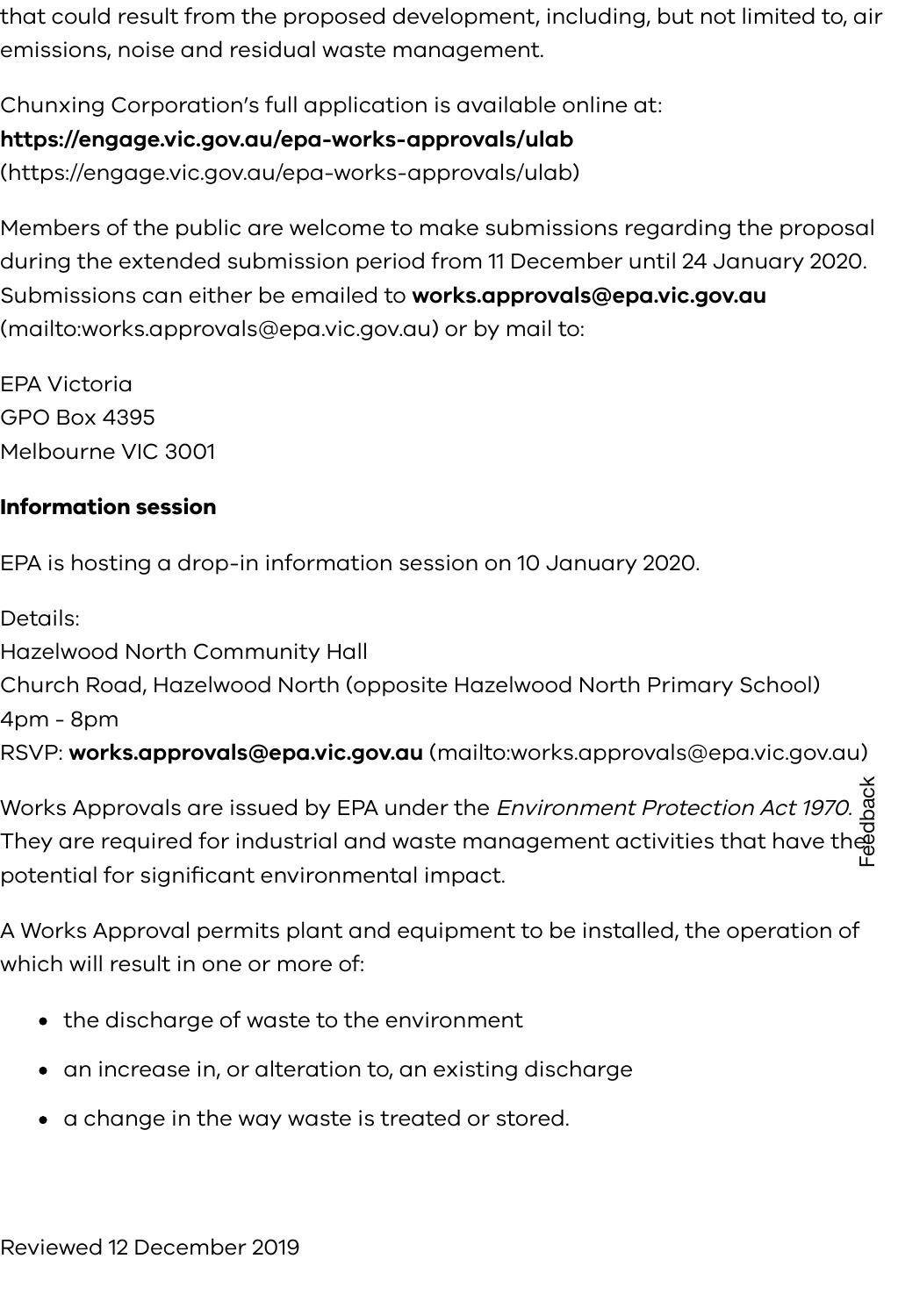that could result from the proposed development, including, but not limited to, air emissions, noise and residual waste management.

Chunxing Corporation's full application is available online at:
**https://engage.vic.gov.au/epa-works-approvals/ulab**
(https://engage.vic.gov.au/epa-works-approvals/ulab)

Members of the public are welcome to make submissions regarding the proposal during the extended submission period from 11 December until 24 January 2020. Submissions can either be emailed to **works.approvals@epa.vic.gov.au** (mailto:works.approvals@epa.vic.gov.au) or by mail to:

EPA Victoria
GPO Box 4395
Melbourne VIC 3001

**Information session**

EPA is hosting a drop-in information session on 10 January 2020.

Details:
Hazelwood North Community Hall
Church Road, Hazelwood North (opposite Hazelwood North Primary School)
4pm - 8pm
RSVP: **works.approvals@epa.vic.gov.au** (mailto:works.approvals@epa.vic.gov.au)

Works Approvals are issued by EPA under the *Environment Protection Act 1970*. They are required for industrial and waste management activities that have the potential for significant environmental impact.

A Works Approval permits plant and equipment to be installed, the operation of which will result in one or more of:

- the discharge of waste to the environment
- an increase in, or alteration to, an existing discharge
- a change in the way waste is treated or stored.

Reviewed 12 December 2019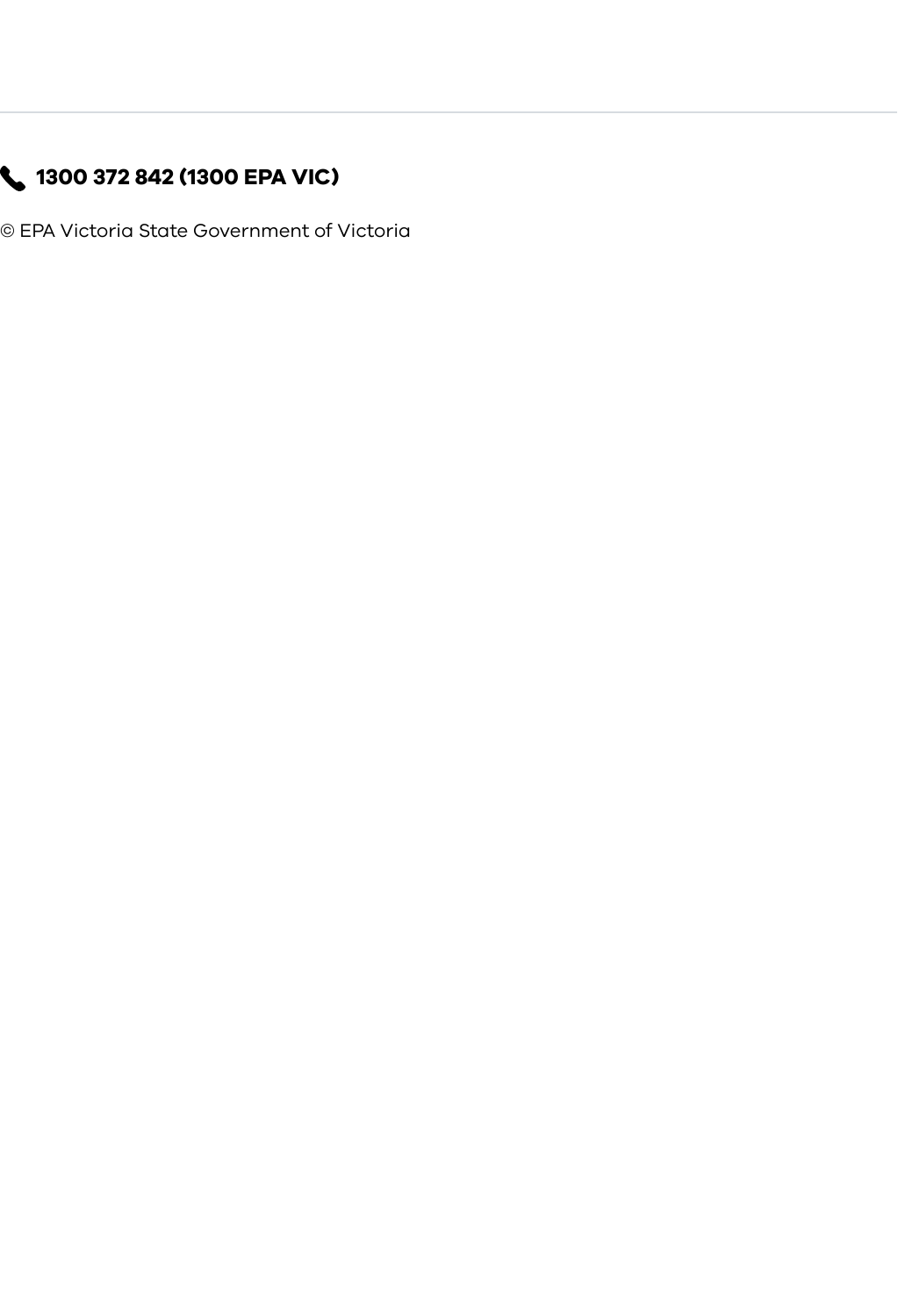**1300 372 842 (1300 EPA VIC)**

© EPA Victoria State Government of Victoria